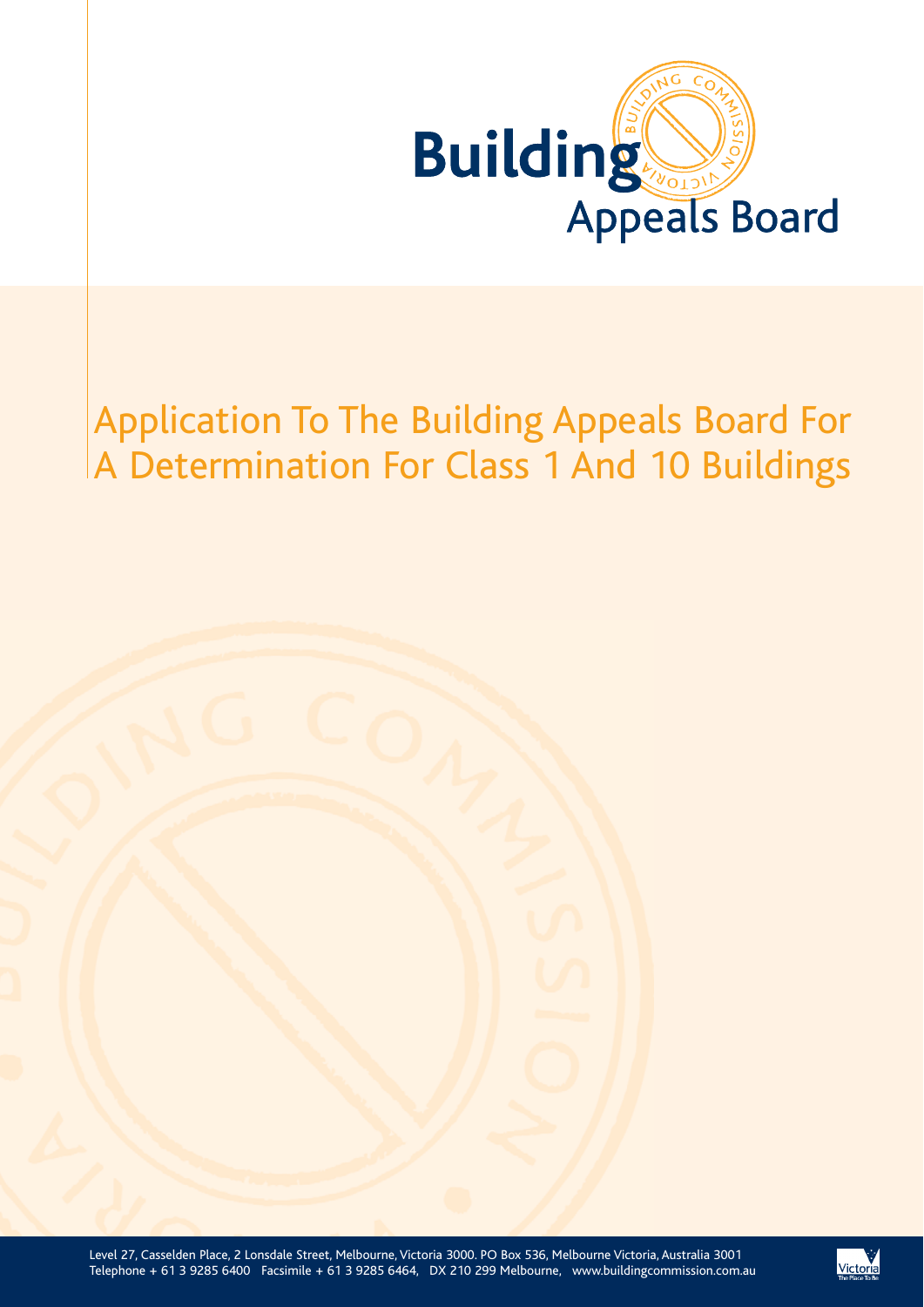# Building Appeals Board

## Application To The Building Appeals Board For A Determination For Class 1 And 10 Buildings

Level 27, Casselden Place, 2 Lonsdale Street, Melbourne, Victoria 3000. PO Box 536, Melbourne Victoria, Australia 3001
Telephone + 61 3 9285 6400 Facsimile + 61 3 9285 6464, DX 210 299 Melbourne, www.buildingcommission.com.au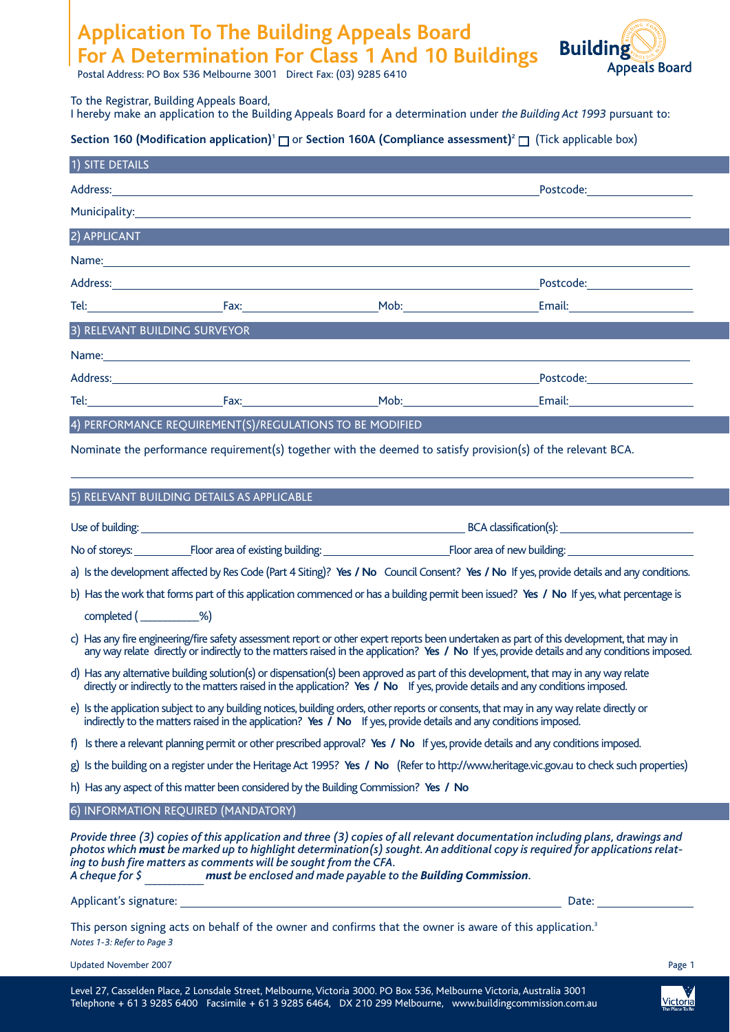# Application To The Building Appeals Board For A Determination For Class 1 And 10 Buildings

Postal Address: PO Box 536 Melbourne 3001 Direct Fax: (03) 9285 6410

To the Registrar, Building Appeals Board,
I hereby make an application to the Building Appeals Board for a determination under *the Building Act 1993* pursuant to:

**Section 160 (Modification application)**[1] ☐ or **Section 160A (Compliance assessment)**[2] ☐ (Tick applicable box)

## 1) SITE DETAILS

Address: ______________________ Postcode: __________

Municipality: ______________________

## 2) APPLICANT

Name: ______________________

Address: ______________________ Postcode: __________

Tel: __________ Fax: __________ Mob: __________ Email: __________

## 3) RELEVANT BUILDING SURVEYOR

Name: ______________________

Address: ______________________ Postcode: __________

Tel: __________ Fax: __________ Mob: __________ Email: __________

## 4) PERFORMANCE REQUIREMENT(S)/REGULATIONS TO BE MODIFIED

Nominate the performance requirement(s) together with the deemed to satisfy provision(s) of the relevant BCA.

______________________

## 5) RELEVANT BUILDING DETAILS AS APPLICABLE

Use of building: ______________________ BCA classification(s): __________

No of storeys: __________ Floor area of existing building: __________ Floor area of new building: __________

a) Is the development affected by Res Code (Part 4 Siting)? **Yes / No** Council Consent? **Yes / No** If yes, provide details and any conditions.

b) Has the work that forms part of this application commenced or has a building permit been issued? **Yes / No** If yes, what percentage is completed ( __________%)

c) Has any fire engineering/fire safety assessment report or other expert reports been undertaken as part of this development, that may in any way relate directly or indirectly to the matters raised in the application? **Yes / No** If yes, provide details and any conditions imposed.

d) Has any alternative building solution(s) or dispensation(s) been approved as part of this development, that may in any way relate directly or indirectly to the matters raised in the application? **Yes / No** If yes, provide details and any conditions imposed.

e) Is the application subject to any building notices, building orders, other reports or consents, that may in any way relate directly or indirectly to the matters raised in the application? **Yes / No** If yes, provide details and any conditions imposed.

f) Is there a relevant planning permit or other prescribed approval? **Yes / No** If yes, provide details and any conditions imposed.

g) Is the building on a register under the Heritage Act 1995? **Yes / No** (Refer to http://www.heritage.vic.gov.au to check such properties)

h) Has any aspect of this matter been considered by the Building Commission? **Yes / No**

## 6) INFORMATION REQUIRED (MANDATORY)

*Provide three (3) copies of this application and three (3) copies of all relevant documentation including plans, drawings and photos which **must** be marked up to highlight determination(s) sought. An additional copy is required for applications relating to bush fire matters as comments will be sought from the CFA.*
*A cheque for $ __________ **must** be enclosed and made payable to the **Building Commission**.*

Applicant's signature: ______________________ Date: __________

This person signing acts on behalf of the owner and confirms that the owner is aware of this application.[3]

*Notes 1-3: Refer to Page 3*

Updated November 2007

Level 27, Casselden Place, 2 Lonsdale Street, Melbourne, Victoria 3000. PO Box 536, Melbourne Victoria, Australia 3001
Telephone + 61 3 9285 6400 Facsimile + 61 3 9285 6464, DX 210 299 Melbourne, www.buildingcommission.com.au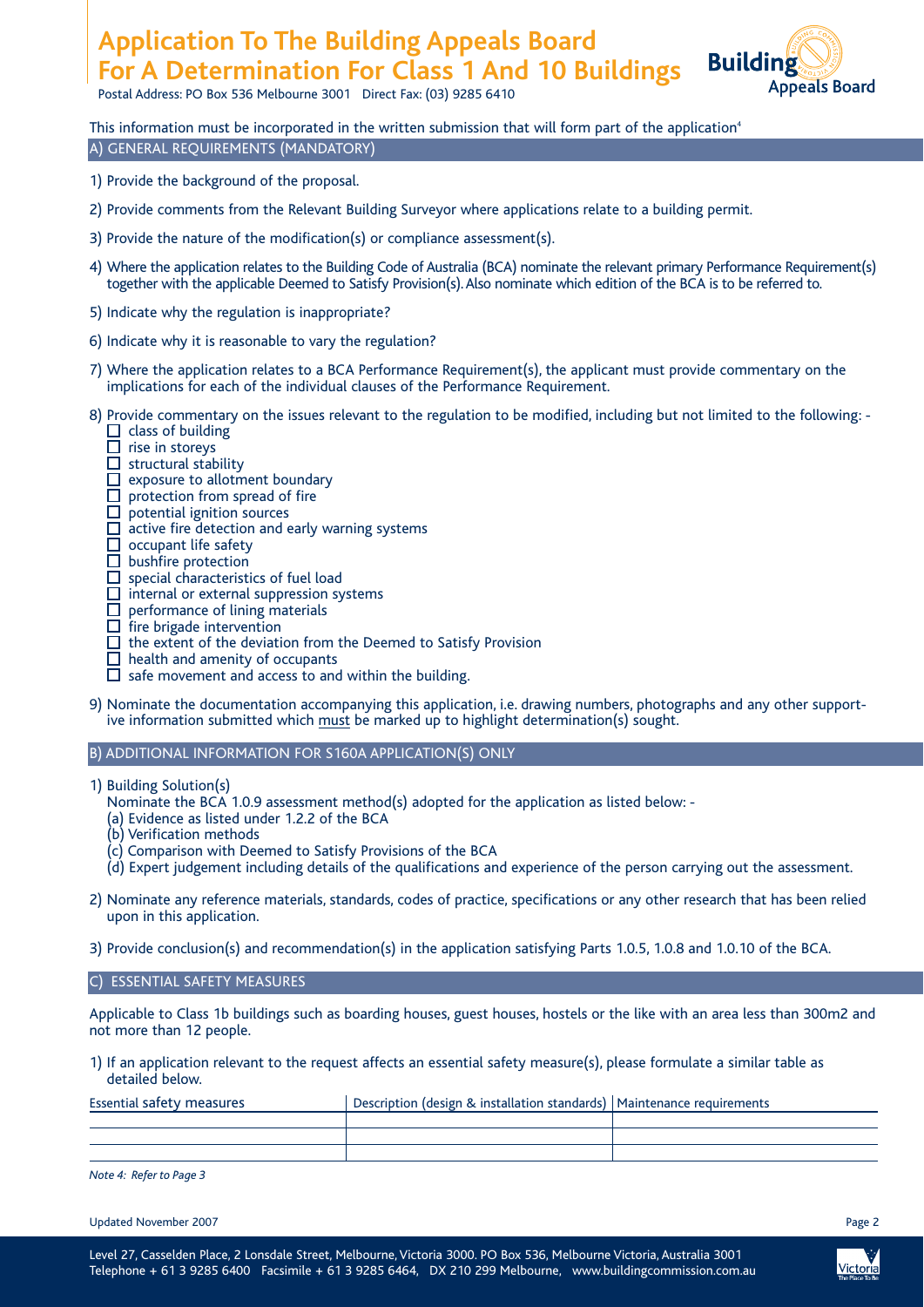# Application To The Building Appeals Board For A Determination For Class 1 And 10 Buildings

Postal Address: PO Box 536 Melbourne 3001 Direct Fax: (03) 9285 6410

This information must be incorporated in the written submission that will form part of the application[4]

## A) GENERAL REQUIREMENTS (MANDATORY)

1) Provide the background of the proposal.

2) Provide comments from the Relevant Building Surveyor where applications relate to a building permit.

3) Provide the nature of the modification(s) or compliance assessment(s).

4) Where the application relates to the Building Code of Australia (BCA) nominate the relevant primary Performance Requirement(s) together with the applicable Deemed to Satisfy Provision(s). Also nominate which edition of the BCA is to be referred to.

5) Indicate why the regulation is inappropriate?

6) Indicate why it is reasonable to vary the regulation?

7) Where the application relates to a BCA Performance Requirement(s), the applicant must provide commentary on the implications for each of the individual clauses of the Performance Requirement.

8) Provide commentary on the issues relevant to the regulation to be modified, including but not limited to the following: -
   - ☐ class of building
   - ☐ rise in storeys
   - ☐ structural stability
   - ☐ exposure to allotment boundary
   - ☐ protection from spread of fire
   - ☐ potential ignition sources
   - ☐ active fire detection and early warning systems
   - ☐ occupant life safety
   - ☐ bushfire protection
   - ☐ special characteristics of fuel load
   - ☐ internal or external suppression systems
   - ☐ performance of lining materials
   - ☐ fire brigade intervention
   - ☐ the extent of the deviation from the Deemed to Satisfy Provision
   - ☐ health and amenity of occupants
   - ☐ safe movement and access to and within the building.

9) Nominate the documentation accompanying this application, i.e. drawing numbers, photographs and any other supportive information submitted which <u>must</u> be marked up to highlight determination(s) sought.

## B) ADDITIONAL INFORMATION FOR S160A APPLICATION(S) ONLY

1) Building Solution(s)
   Nominate the BCA 1.0.9 assessment method(s) adopted for the application as listed below: -
   (a) Evidence as listed under 1.2.2 of the BCA
   (b) Verification methods
   (c) Comparison with Deemed to Satisfy Provisions of the BCA
   (d) Expert judgement including details of the qualifications and experience of the person carrying out the assessment.

2) Nominate any reference materials, standards, codes of practice, specifications or any other research that has been relied upon in this application.

3) Provide conclusion(s) and recommendation(s) in the application satisfying Parts 1.0.5, 1.0.8 and 1.0.10 of the BCA.

## C) ESSENTIAL SAFETY MEASURES

Applicable to Class 1b buildings such as boarding houses, guest houses, hostels or the like with an area less than 300m2 and not more than 12 people.

1) If an application relevant to the request affects an essential safety measure(s), please formulate a similar table as detailed below.

| Essential safety measures | Description (design & installation standards) | Maintenance requirements |
|---|---|---|
| | | |
| | | |
| | | |

*Note 4: Refer to Page 3*

Updated November 2007

Level 27, Casselden Place, 2 Lonsdale Street, Melbourne, Victoria 3000. PO Box 536, Melbourne Victoria, Australia 3001
Telephone + 61 3 9285 6400 Facsimile + 61 3 9285 6464, DX 210 299 Melbourne, www.buildingcommission.com.au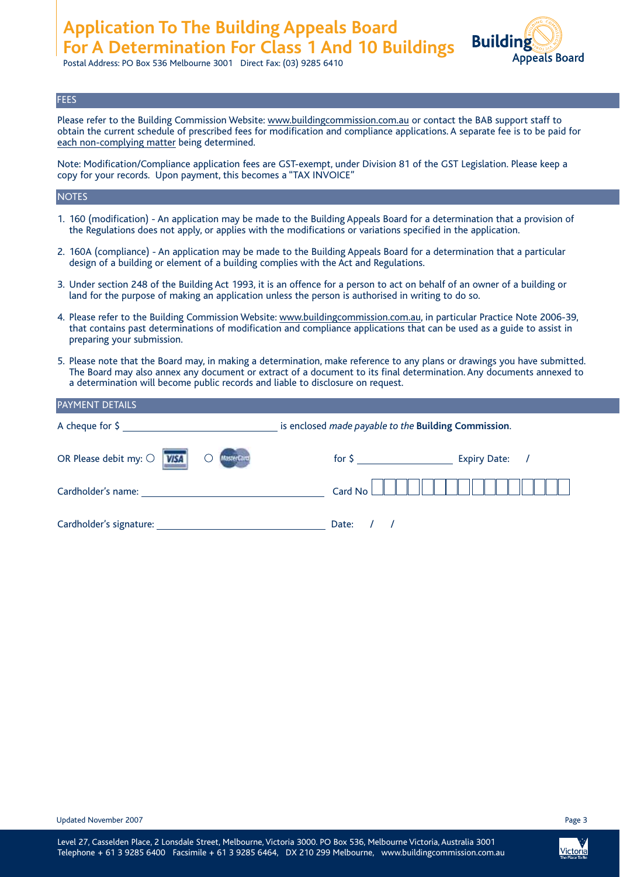# Application To The Building Appeals Board For A Determination For Class 1 And 10 Buildings

Postal Address: PO Box 536 Melbourne 3001 Direct Fax: (03) 9285 6410

## FEES

Please refer to the Building Commission Website: www.buildingcommission.com.au or contact the BAB support staff to obtain the current schedule of prescribed fees for modification and compliance applications. A separate fee is to be paid for each non-complying matter being determined.

Note: Modification/Compliance application fees are GST-exempt, under Division 81 of the GST Legislation. Please keep a copy for your records. Upon payment, this becomes a "TAX INVOICE"

## NOTES

1. 160 (modification) - An application may be made to the Building Appeals Board for a determination that a provision of the Regulations does not apply, or applies with the modifications or variations specified in the application.
2. 160A (compliance) - An application may be made to the Building Appeals Board for a determination that a particular design of a building or element of a building complies with the Act and Regulations.
3. Under section 248 of the Building Act 1993, it is an offence for a person to act on behalf of an owner of a building or land for the purpose of making an application unless the person is authorised in writing to do so.
4. Please refer to the Building Commission Website: www.buildingcommission.com.au, in particular Practice Note 2006-39, that contains past determinations of modification and compliance applications that can be used as a guide to assist in preparing your submission.
5. Please note that the Board may, in making a determination, make reference to any plans or drawings you have submitted. The Board may also annex any document or extract of a document to its final determination. Any documents annexed to a determination will become public records and liable to disclosure on request.

## PAYMENT DETAILS

A cheque for $ ______________________ is enclosed *made payable to the* **Building Commission**.

OR Please debit my: ○ VISA ○ MasterCard for $ ________________ Expiry Date: /

Cardholder's name: ______________________________ Card No ☐☐☐☐☐☐☐☐☐☐☐☐☐☐☐☐

Cardholder's signature: ______________________________ Date: / /

Updated November 2007

Level 27, Casselden Place, 2 Lonsdale Street, Melbourne, Victoria 3000. PO Box 536, Melbourne Victoria, Australia 3001
Telephone + 61 3 9285 6400 Facsimile + 61 3 9285 6464, DX 210 299 Melbourne, www.buildingcommission.com.au